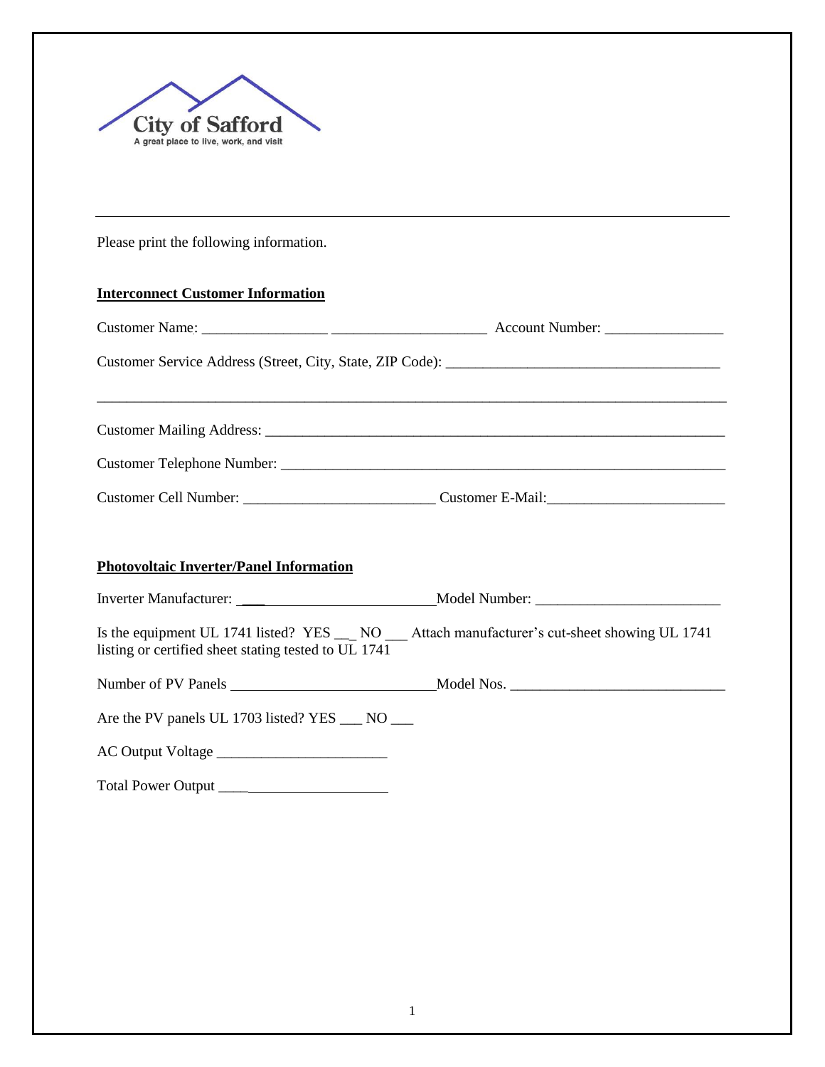City of Safford
A great place to live, work, and visit

---

Please print the following information.

**Interconnect Customer Information**

Customer Name: ________________ ____________________ Account Number: _______________

Customer Service Address (Street, City, State, ZIP Code): ____________________________________

_____________________________________________________________________________________

Customer Mailing Address: ______________________________________________________________

Customer Telephone Number: _____________________________________________________________

Customer Cell Number: _________________________ Customer E-Mail:_______________________

**Photovoltaic Inverter/Panel Information**

Inverter Manufacturer: ___________________________ Model Number: ________________________

Is the equipment UL 1741 listed? YES __ NO ___ Attach manufacturer's cut-sheet showing UL 1741 listing or certified sheet stating tested to UL 1741

Number of PV Panels ___________________________ Model Nos. ____________________________

Are the PV panels UL 1703 listed? YES ___ NO ___

AC Output Voltage ______________________

Total Power Output ______________________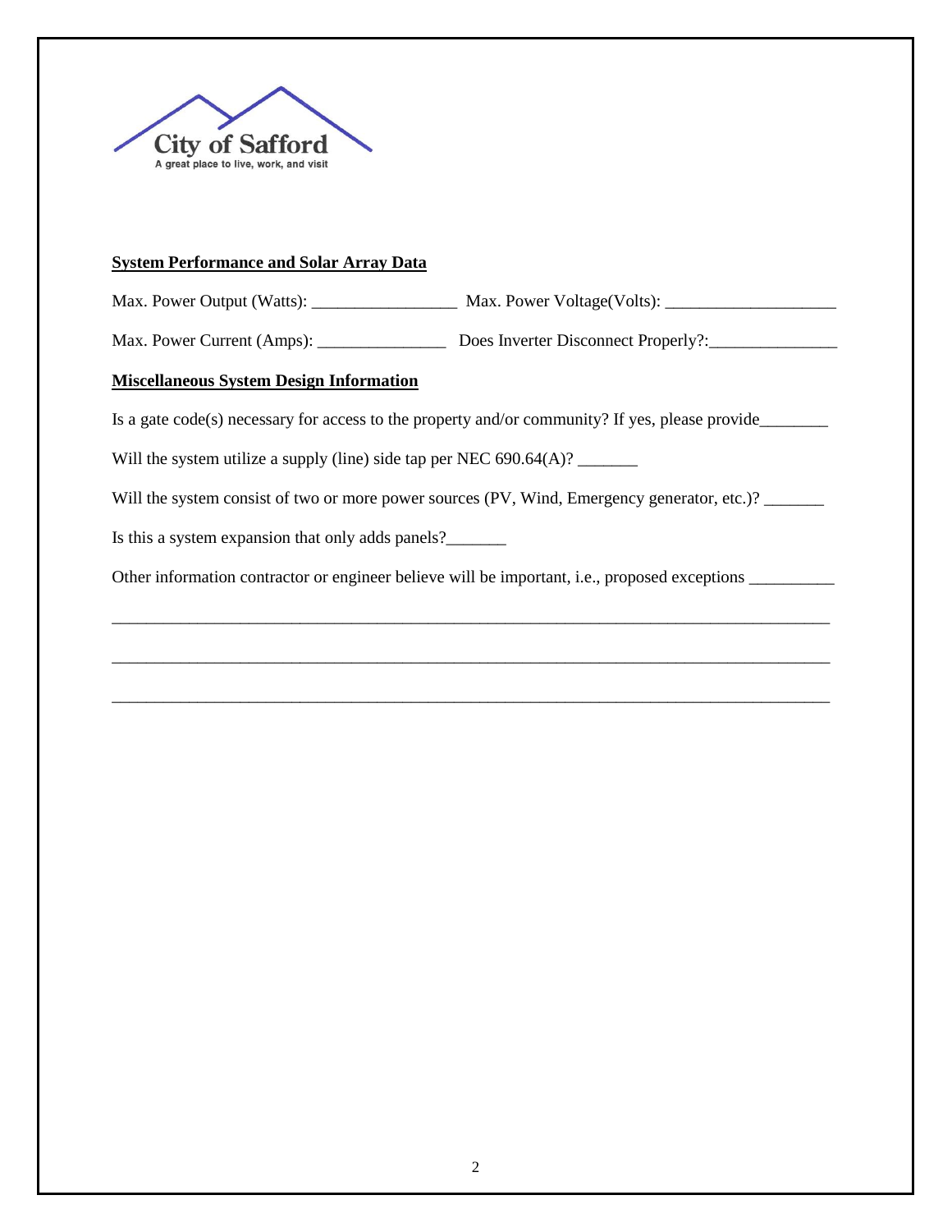City of Safford
A great place to live, work, and visit

**System Performance and Solar Array Data**

Max. Power Output (Watts): _________________ Max. Power Voltage(Volts): ____________________

Max. Power Current (Amps): _______________ Does Inverter Disconnect Properly?:_______________

**Miscellaneous System Design Information**

Is a gate code(s) necessary for access to the property and/or community? If yes, please provide________

Will the system utilize a supply (line) side tap per NEC 690.64(A)? _______

Will the system consist of two or more power sources (PV, Wind, Emergency generator, etc.)? _______

Is this a system expansion that only adds panels?_______

Other information contractor or engineer believe will be important, i.e., proposed exceptions __________

_______________________________________________________________________________________

_______________________________________________________________________________________

_______________________________________________________________________________________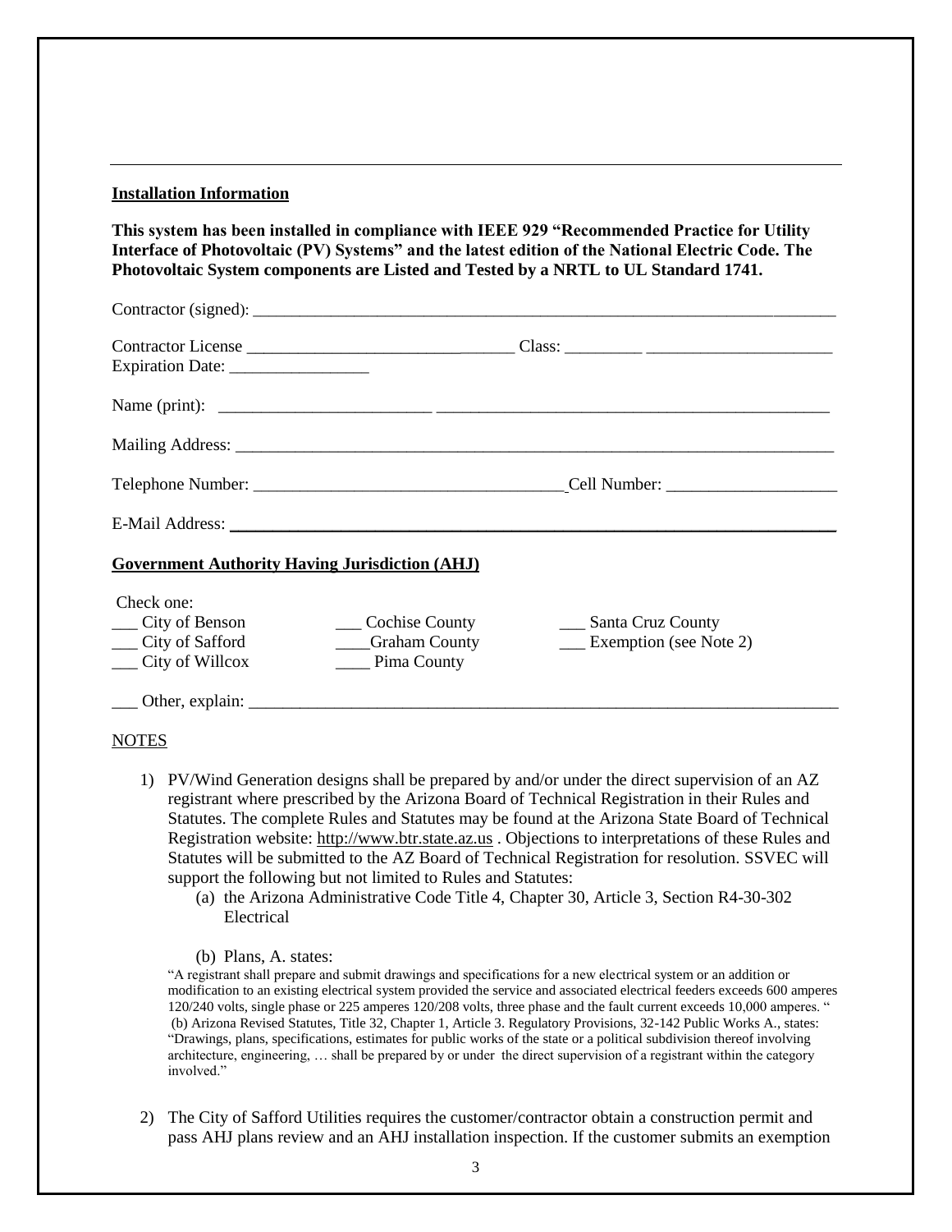**Installation Information**

**This system has been installed in compliance with IEEE 929 "Recommended Practice for Utility Interface of Photovoltaic (PV) Systems" and the latest edition of the National Electric Code. The Photovoltaic System components are Listed and Tested by a NRTL to UL Standard 1741.**

Contractor (signed): ______________________________________________________________________

Contractor License ______________________________ Class: _________ ______________________
Expiration Date: ________________

Name (print): ________________________ _____________________________________________

Mailing Address: ________________________________________________________________________

Telephone Number: ___________________________________ Cell Number: ____________________

E-Mail Address: ________________________________________________________________________

**Government Authority Having Jurisdiction (AHJ)**

Check one:

___ City of Benson ___ Cochise County ___ Santa Cruz County
___ City of Safford ____Graham County ___ Exemption (see Note 2)
___ City of Willcox ____ Pima County

___ Other, explain: ______________________________________________________________________

NOTES

1) PV/Wind Generation designs shall be prepared by and/or under the direct supervision of an AZ registrant where prescribed by the Arizona Board of Technical Registration in their Rules and Statutes. The complete Rules and Statutes may be found at the Arizona State Board of Technical Registration website: http://www.btr.state.az.us . Objections to interpretations of these Rules and Statutes will be submitted to the AZ Board of Technical Registration for resolution. SSVEC will support the following but not limited to Rules and Statutes:
   (a) the Arizona Administrative Code Title 4, Chapter 30, Article 3, Section R4-30-302 Electrical

   (b) Plans, A. states:
   "A registrant shall prepare and submit drawings and specifications for a new electrical system or an addition or modification to an existing electrical system provided the service and associated electrical feeders exceeds 600 amperes 120/240 volts, single phase or 225 amperes 120/208 volts, three phase and the fault current exceeds 10,000 amperes. "
   (b) Arizona Revised Statutes, Title 32, Chapter 1, Article 3. Regulatory Provisions, 32-142 Public Works A., states: "Drawings, plans, specifications, estimates for public works of the state or a political subdivision thereof involving architecture, engineering, … shall be prepared by or under the direct supervision of a registrant within the category involved."

2) The City of Safford Utilities requires the customer/contractor obtain a construction permit and pass AHJ plans review and an AHJ installation inspection. If the customer submits an exemption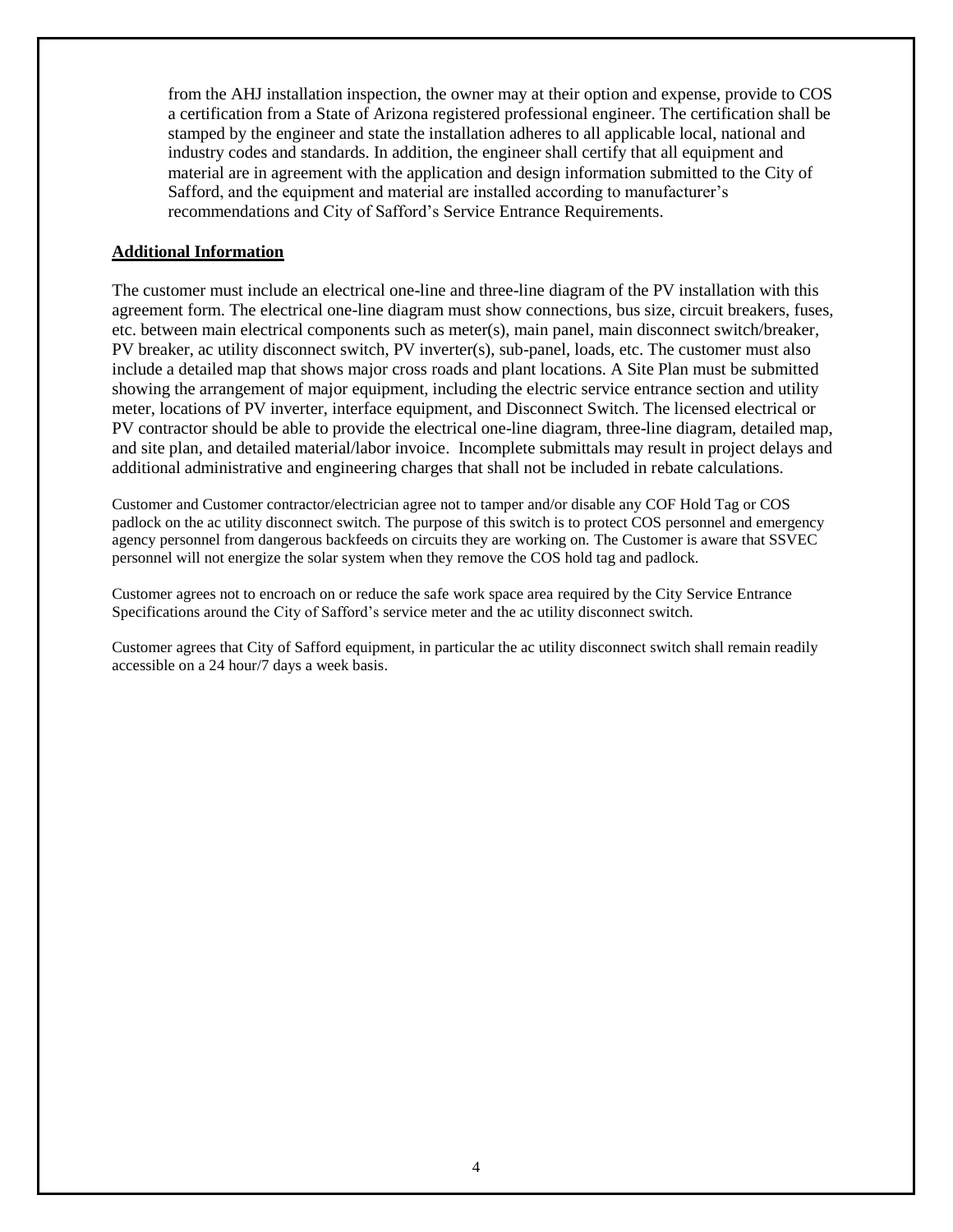from the AHJ installation inspection, the owner may at their option and expense, provide to COS a certification from a State of Arizona registered professional engineer. The certification shall be stamped by the engineer and state the installation adheres to all applicable local, national and industry codes and standards. In addition, the engineer shall certify that all equipment and material are in agreement with the application and design information submitted to the City of Safford, and the equipment and material are installed according to manufacturer's recommendations and City of Safford's Service Entrance Requirements.

## Additional Information

The customer must include an electrical one-line and three-line diagram of the PV installation with this agreement form. The electrical one-line diagram must show connections, bus size, circuit breakers, fuses, etc. between main electrical components such as meter(s), main panel, main disconnect switch/breaker, PV breaker, ac utility disconnect switch, PV inverter(s), sub-panel, loads, etc. The customer must also include a detailed map that shows major cross roads and plant locations. A Site Plan must be submitted showing the arrangement of major equipment, including the electric service entrance section and utility meter, locations of PV inverter, interface equipment, and Disconnect Switch. The licensed electrical or PV contractor should be able to provide the electrical one-line diagram, three-line diagram, detailed map, and site plan, and detailed material/labor invoice. Incomplete submittals may result in project delays and additional administrative and engineering charges that shall not be included in rebate calculations.

Customer and Customer contractor/electrician agree not to tamper and/or disable any COF Hold Tag or COS padlock on the ac utility disconnect switch. The purpose of this switch is to protect COS personnel and emergency agency personnel from dangerous backfeeds on circuits they are working on. The Customer is aware that SSVEC personnel will not energize the solar system when they remove the COS hold tag and padlock.

Customer agrees not to encroach on or reduce the safe work space area required by the City Service Entrance Specifications around the City of Safford's service meter and the ac utility disconnect switch.

Customer agrees that City of Safford equipment, in particular the ac utility disconnect switch shall remain readily accessible on a 24 hour/7 days a week basis.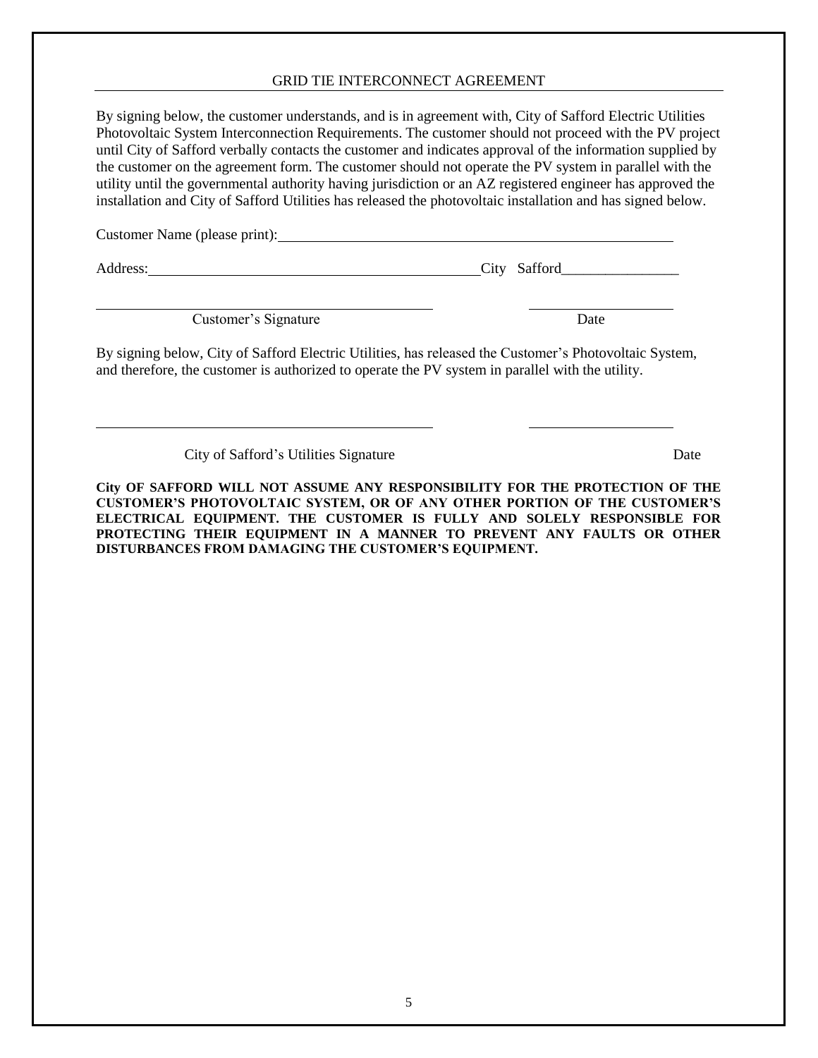## GRID TIE INTERCONNECT AGREEMENT

By signing below, the customer understands, and is in agreement with, City of Safford Electric Utilities Photovoltaic System Interconnection Requirements. The customer should not proceed with the PV project until City of Safford verbally contacts the customer and indicates approval of the information supplied by the customer on the agreement form. The customer should not operate the PV system in parallel with the utility until the governmental authority having jurisdiction or an AZ registered engineer has approved the installation and City of Safford Utilities has released the photovoltaic installation and has signed below.

Customer Name (please print): ______________________________________________________

Address: _______________________________________________ City Safford________________

_______________________________________________ ____________________

Customer's Signature Date

By signing below, City of Safford Electric Utilities, has released the Customer's Photovoltaic System, and therefore, the customer is authorized to operate the PV system in parallel with the utility.

_______________________________________________ ____________________

City of Safford's Utilities Signature Date

**City OF SAFFORD WILL NOT ASSUME ANY RESPONSIBILITY FOR THE PROTECTION OF THE CUSTOMER'S PHOTOVOLTAIC SYSTEM, OR OF ANY OTHER PORTION OF THE CUSTOMER'S ELECTRICAL EQUIPMENT. THE CUSTOMER IS FULLY AND SOLELY RESPONSIBLE FOR PROTECTING THEIR EQUIPMENT IN A MANNER TO PREVENT ANY FAULTS OR OTHER DISTURBANCES FROM DAMAGING THE CUSTOMER'S EQUIPMENT.**